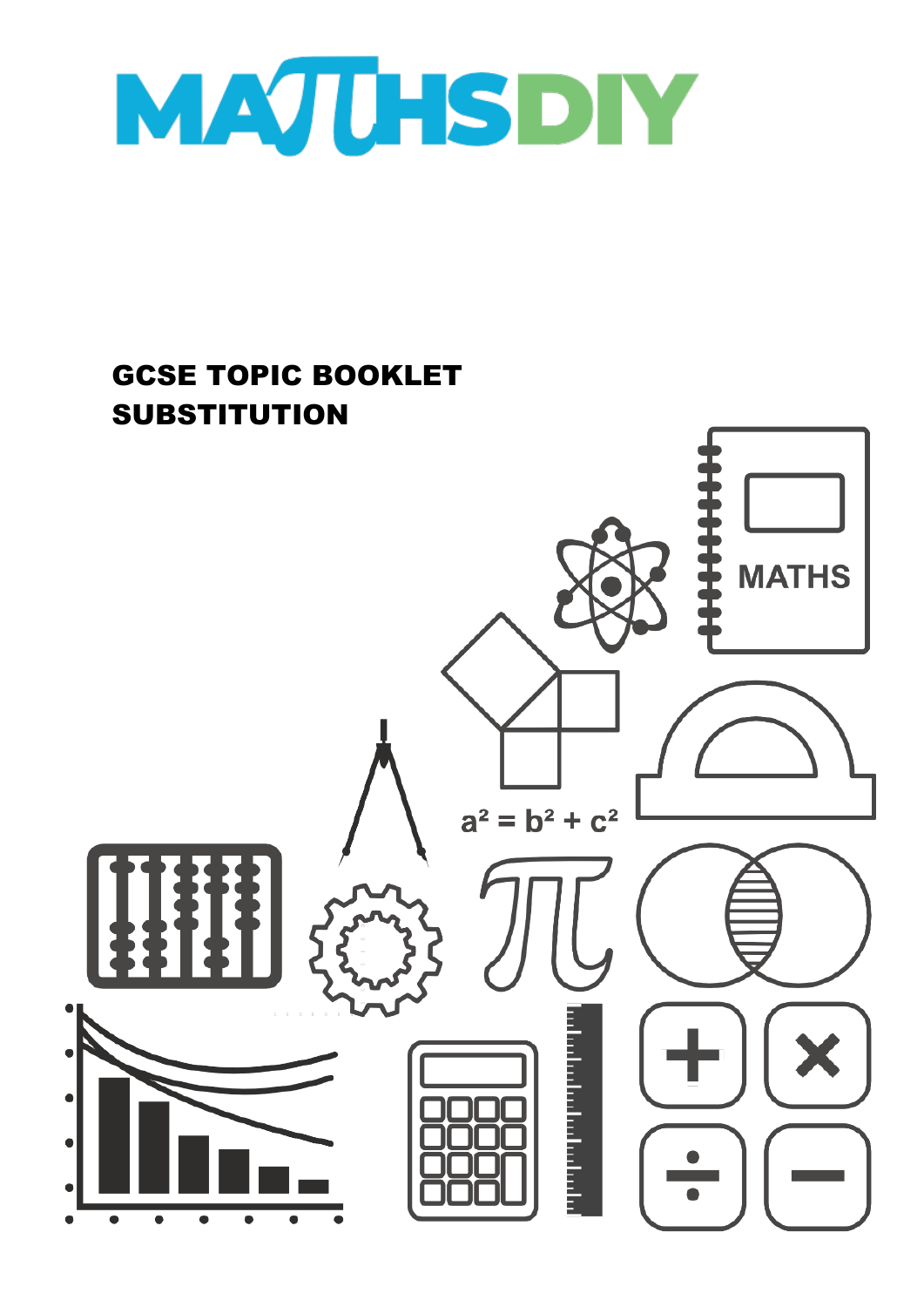# MATHSDIY

## GCSE TOPIC BOOKLET
## SUBSTITUTION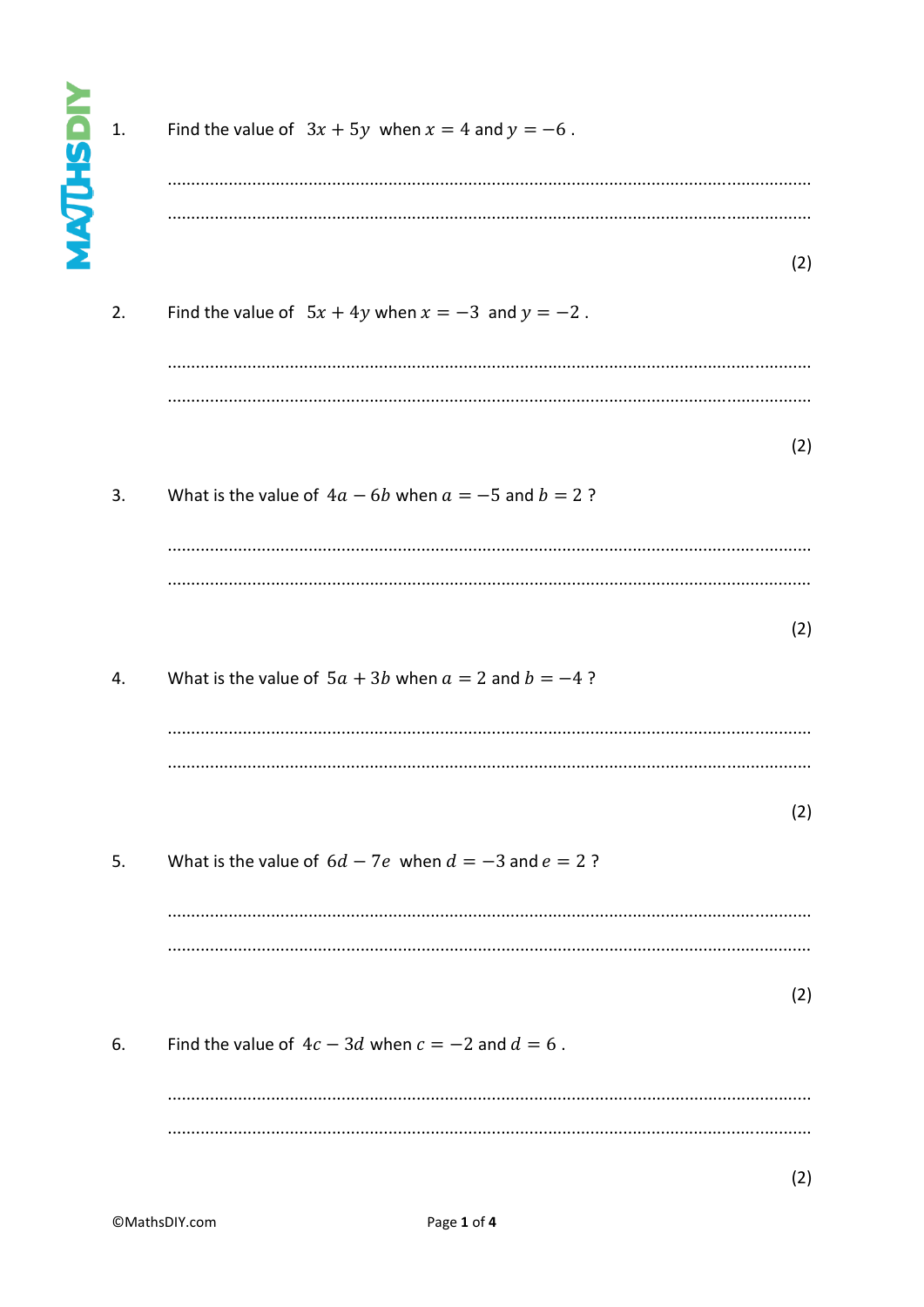1. Find the value of $3x + 5y$ when $x = 4$ and $y = -6$.

.......................................................................................................................................

.......................................................................................................................................

(2)

2. Find the value of $5x + 4y$ when $x = -3$ and $y = -2$.

.......................................................................................................................................

.......................................................................................................................................

(2)

3. What is the value of $4a - 6b$ when $a = -5$ and $b = 2$ ?

.......................................................................................................................................

.......................................................................................................................................

(2)

4. What is the value of $5a + 3b$ when $a = 2$ and $b = -4$ ?

.......................................................................................................................................

.......................................................................................................................................

(2)

5. What is the value of $6d - 7e$ when $d = -3$ and $e = 2$ ?

.......................................................................................................................................

.......................................................................................................................................

(2)

6. Find the value of $4c - 3d$ when $c = -2$ and $d = 6$.

.......................................................................................................................................

.......................................................................................................................................

(2)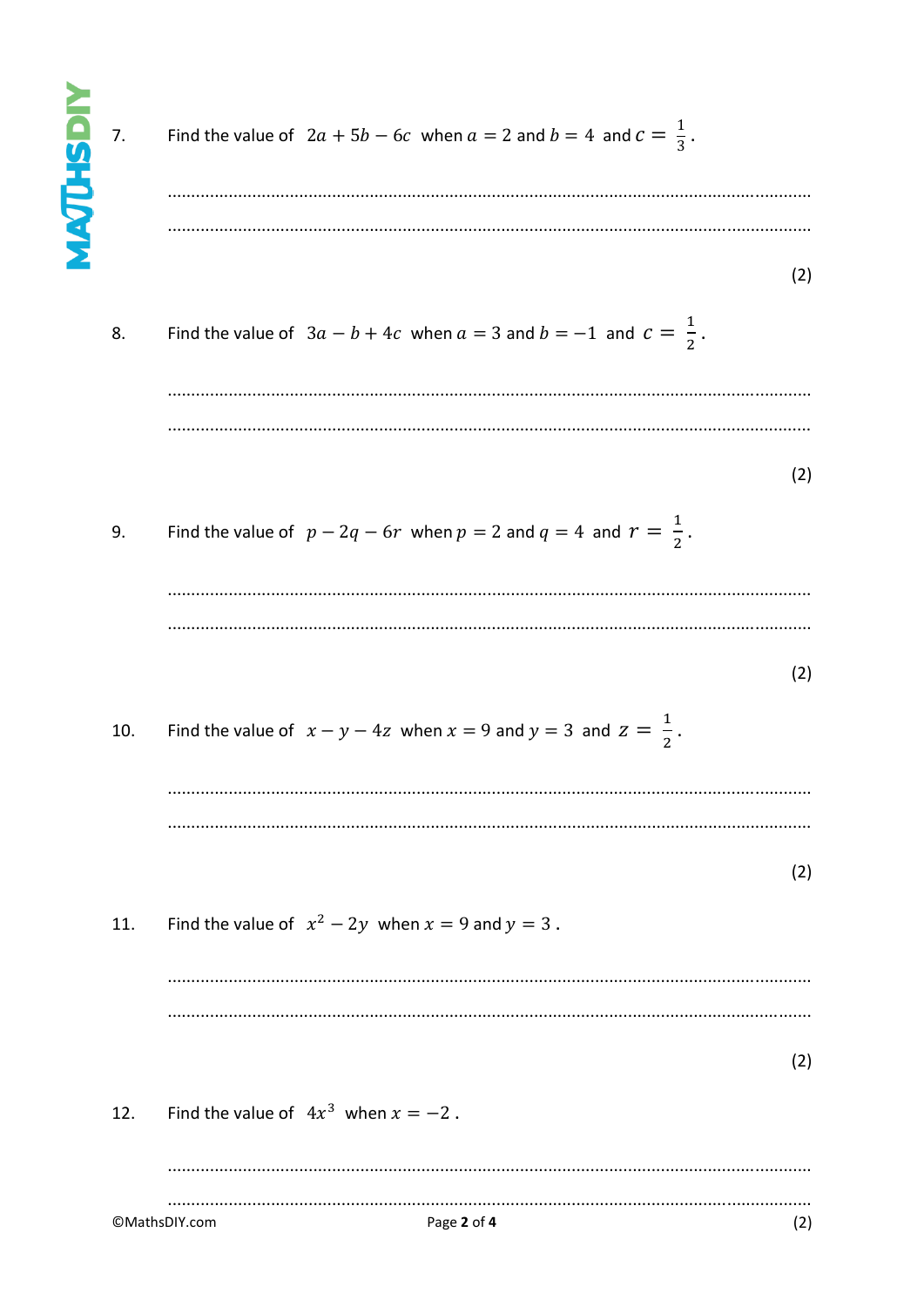7. Find the value of $2a + 5b - 6c$ when $a = 2$ and $b = 4$ and $c = \frac{1}{3}$.

..............................................................................................................................

..............................................................................................................................

(2)

8. Find the value of $3a - b + 4c$ when $a = 3$ and $b = -1$ and $c = \frac{1}{2}$.

..............................................................................................................................

..............................................................................................................................

(2)

9. Find the value of $p - 2q - 6r$ when $p = 2$ and $q = 4$ and $r = \frac{1}{2}$.

..............................................................................................................................

..............................................................................................................................

(2)

10. Find the value of $x - y - 4z$ when $x = 9$ and $y = 3$ and $z = \frac{1}{2}$.

..............................................................................................................................

..............................................................................................................................

(2)

11. Find the value of $x^2 - 2y$ when $x = 9$ and $y = 3$.

..............................................................................................................................

..............................................................................................................................

(2)

12. Find the value of $4x^3$ when $x = -2$.

..............................................................................................................................

..............................................................................................................................

(2)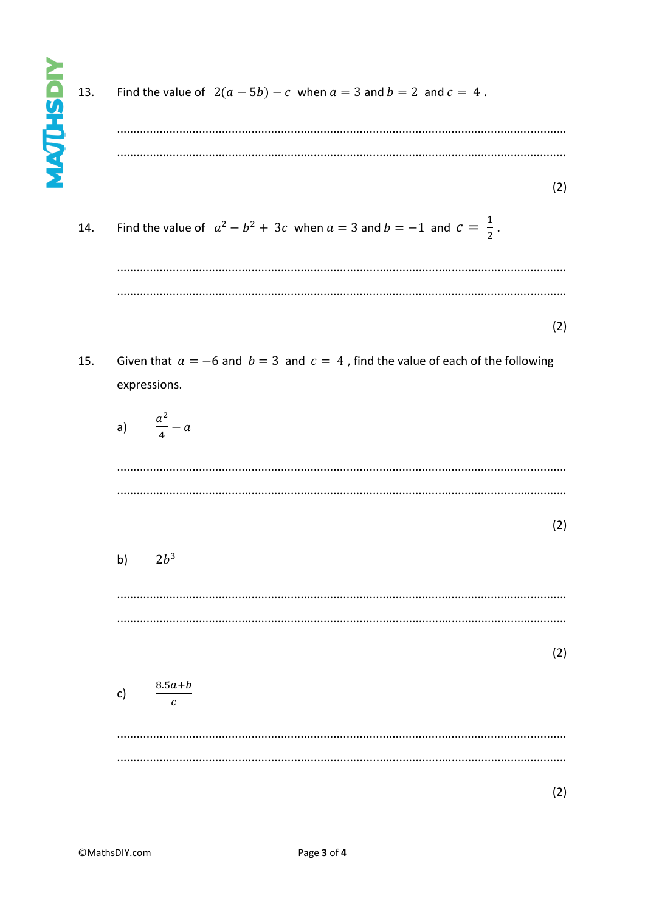13. Find the value of $2(a - 5b) - c$ when $a = 3$ and $b = 2$ and $c = 4$.

.......................................................................................................................................

.......................................................................................................................................

(2)

14. Find the value of $a^2 - b^2 + 3c$ when $a = 3$ and $b = -1$ and $c = \frac{1}{2}$.

.......................................................................................................................................

.......................................................................................................................................

(2)

15. Given that $a = -6$ and $b = 3$ and $c = 4$, find the value of each of the following expressions.

a) $\frac{a^2}{4} - a$

.......................................................................................................................................

.......................................................................................................................................

(2)

b) $2b^3$

.......................................................................................................................................

.......................................................................................................................................

(2)

c) $\frac{8.5a+b}{c}$

.......................................................................................................................................

.......................................................................................................................................

(2)

©MathsDIY.com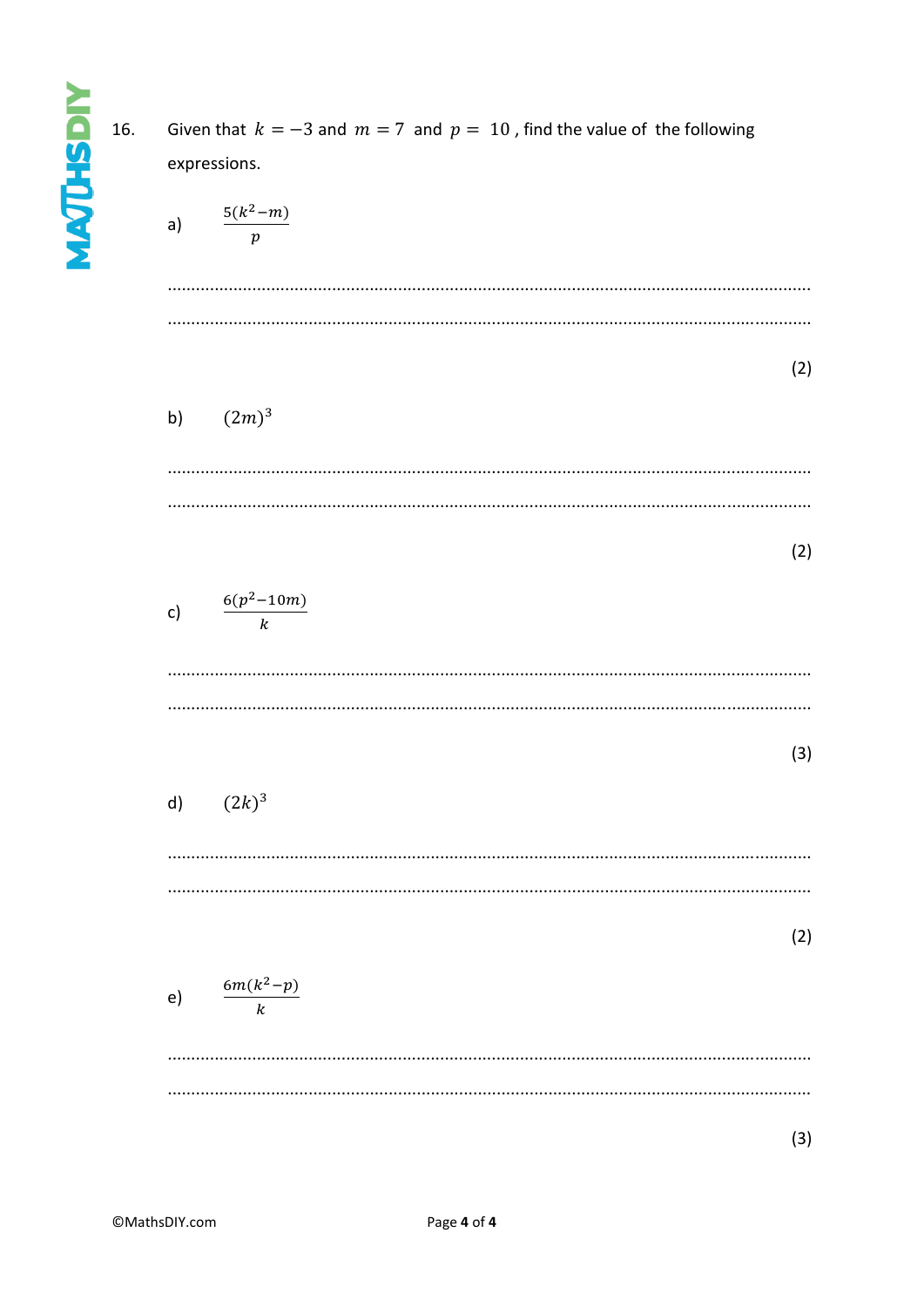16. Given that $k = -3$ and $m = 7$ and $p = 10$, find the value of the following expressions.

a) $\frac{5(k^2-m)}{p}$

..........................................................................................................................................

..........................................................................................................................................

(2)

b) $(2m)^3$

..........................................................................................................................................

..........................................................................................................................................

(2)

c) $\frac{6(p^2-10m)}{k}$

..........................................................................................................................................

..........................................................................................................................................

(3)

d) $(2k)^3$

..........................................................................................................................................

..........................................................................................................................................

(2)

e) $\frac{6m(k^2-p)}{k}$

..........................................................................................................................................

..........................................................................................................................................

(3)

©MathsDIY.com